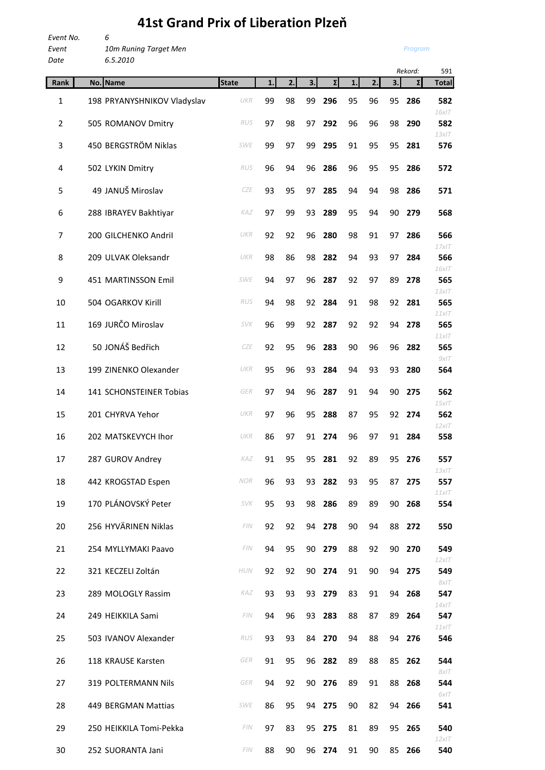# 41st Grand Prix of Liberation Plzeň

*Event No.* *6*
*Event* *10m Runing Target Men*
*Date* *6.5.2010*

*Program*

*Rekord:* 591

| Rank | No. | Name | State | 1. | 2. | 3. | Σ | 1. | 2. | 3. | Σ | Total |
|---|---|---|---|---|---|---|---|---|---|---|---|---|
| 1 | 198 | PRYANYSHNIKOV Vladyslav | *UKR* | 99 | 98 | 99 | **296** | 95 | 96 | 95 | **286** | **582** *16xIT* |
| 2 | 505 | ROMANOV Dmitry | *RUS* | 97 | 98 | 97 | **292** | 96 | 96 | 98 | **290** | **582** *13xIT* |
| 3 | 450 | BERGSTRÖM Niklas | *SWE* | 99 | 97 | 99 | **295** | 91 | 95 | 95 | **281** | **576** |
| 4 | 502 | LYKIN Dmitry | *RUS* | 96 | 94 | 96 | **286** | 96 | 95 | 95 | **286** | **572** |
| 5 | 49 | JANUŠ Miroslav | *CZE* | 93 | 95 | 97 | **285** | 94 | 94 | 98 | **286** | **571** |
| 6 | 288 | IBRAYEV Bakhtiyar | *KAZ* | 97 | 99 | 93 | **289** | 95 | 94 | 90 | **279** | **568** |
| 7 | 200 | GILCHENKO AndriI | *UKR* | 92 | 92 | 96 | **280** | 98 | 91 | 97 | **286** | **566** *17xIT* |
| 8 | 209 | ULVAK Oleksandr | *UKR* | 98 | 86 | 98 | **282** | 94 | 93 | 97 | **284** | **566** *16xIT* |
| 9 | 451 | MARTINSSON Emil | *SWE* | 94 | 97 | 96 | **287** | 92 | 97 | 89 | **278** | **565** *13xIT* |
| 10 | 504 | OGARKOV Kirill | *RUS* | 94 | 98 | 92 | **284** | 91 | 98 | 92 | **281** | **565** *11xIT* |
| 11 | 169 | JURČO Miroslav | *SVK* | 96 | 99 | 92 | **287** | 92 | 92 | 94 | **278** | **565** *11xIT* |
| 12 | 50 | JONÁŠ Bedřich | *CZE* | 92 | 95 | 96 | **283** | 90 | 96 | 96 | **282** | **565** *9xIT* |
| 13 | 199 | ZINENKO Olexander | *UKR* | 95 | 96 | 93 | **284** | 94 | 93 | 93 | **280** | **564** |
| 14 | 141 | SCHONSTEINER Tobias | *GER* | 97 | 94 | 96 | **287** | 91 | 94 | 90 | **275** | **562** *15xIT* |
| 15 | 201 | CHYRVA Yehor | *UKR* | 97 | 96 | 95 | **288** | 87 | 95 | 92 | **274** | **562** *12xIT* |
| 16 | 202 | MATSKEVYCH Ihor | *UKR* | 86 | 97 | 91 | **274** | 96 | 97 | 91 | **284** | **558** |
| 17 | 287 | GUROV Andrey | *KAZ* | 91 | 95 | 95 | **281** | 92 | 89 | 95 | **276** | **557** *13xIT* |
| 18 | 442 | KROGSTAD Espen | *NOR* | 96 | 93 | 93 | **282** | 93 | 95 | 87 | **275** | **557** *11xIT* |
| 19 | 170 | PLÁNOVSKÝ Peter | *SVK* | 95 | 93 | 98 | **286** | 89 | 89 | 90 | **268** | **554** |
| 20 | 256 | HYVÄRINEN Niklas | *FIN* | 92 | 92 | 94 | **278** | 90 | 94 | 88 | **272** | **550** |
| 21 | 254 | MYLLYMAKI Paavo | *FIN* | 94 | 95 | 90 | **279** | 88 | 92 | 90 | **270** | **549** *12xIT* |
| 22 | 321 | KECZELI Zoltán | *HUN* | 92 | 92 | 90 | **274** | 91 | 90 | 94 | **275** | **549** *8xIT* |
| 23 | 289 | MOLOGLY Rassim | *KAZ* | 93 | 93 | 93 | **279** | 83 | 91 | 94 | **268** | **547** *14xIT* |
| 24 | 249 | HEIKKILA Sami | *FIN* | 94 | 96 | 93 | **283** | 88 | 87 | 89 | **264** | **547** *11xIT* |
| 25 | 503 | IVANOV Alexander | *RUS* | 93 | 93 | 84 | **270** | 94 | 88 | 94 | **276** | **546** |
| 26 | 118 | KRAUSE Karsten | *GER* | 91 | 95 | 96 | **282** | 89 | 88 | 85 | **262** | **544** *8xIT* |
| 27 | 319 | POLTERMANN Nils | *GER* | 94 | 92 | 90 | **276** | 89 | 91 | 88 | **268** | **544** *6xIT* |
| 28 | 449 | BERGMAN Mattias | *SWE* | 86 | 95 | 94 | **275** | 90 | 82 | 94 | **266** | **541** |
| 29 | 250 | HEIKKILA Tomi-Pekka | *FIN* | 97 | 83 | 95 | **275** | 81 | 89 | 95 | **265** | **540** *12xIT* |
| 30 | 252 | SUORANTA Jani | *FIN* | 88 | 90 | 96 | **274** | 91 | 90 | 85 | **266** | **540** |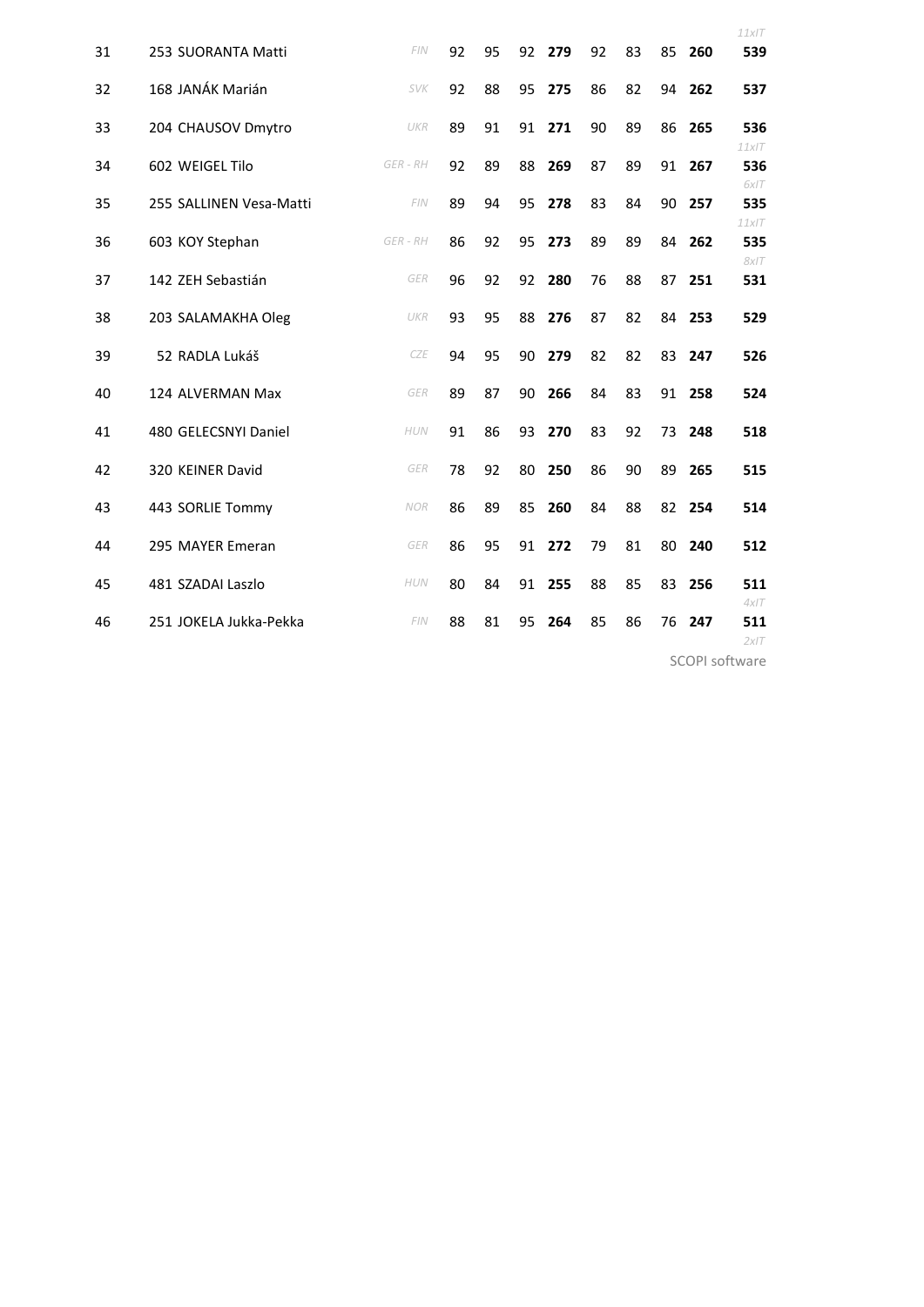11xIT

| | | | | | | | | | | | | |
|---|---|---|---|---|---|---|---|---|---|---|---|---|
| 31 | 253 SUORANTA Matti | FIN | 92 | 95 | 92 | **279** | 92 | 83 | 85 | **260** | **539** | |
| 32 | 168 JANÁK Marián | SVK | 92 | 88 | 95 | **275** | 86 | 82 | 94 | **262** | **537** | |
| 33 | 204 CHAUSOV Dmytro | UKR | 89 | 91 | 91 | **271** | 90 | 89 | 86 | **265** | **536** | 11xIT |
| 34 | 602 WEIGEL Tilo | GER - RH | 92 | 89 | 88 | **269** | 87 | 89 | 91 | **267** | **536** | 6xIT |
| 35 | 255 SALLINEN Vesa-Matti | FIN | 89 | 94 | 95 | **278** | 83 | 84 | 90 | **257** | **535** | 11xIT |
| 36 | 603 KOY Stephan | GER - RH | 86 | 92 | 95 | **273** | 89 | 89 | 84 | **262** | **535** | 8xIT |
| 37 | 142 ZEH Sebastián | GER | 96 | 92 | 92 | **280** | 76 | 88 | 87 | **251** | **531** | |
| 38 | 203 SALAMAKHA Oleg | UKR | 93 | 95 | 88 | **276** | 87 | 82 | 84 | **253** | **529** | |
| 39 | 52 RADLA Lukáš | CZE | 94 | 95 | 90 | **279** | 82 | 82 | 83 | **247** | **526** | |
| 40 | 124 ALVERMAN Max | GER | 89 | 87 | 90 | **266** | 84 | 83 | 91 | **258** | **524** | |
| 41 | 480 GELECSNYI Daniel | HUN | 91 | 86 | 93 | **270** | 83 | 92 | 73 | **248** | **518** | |
| 42 | 320 KEINER David | GER | 78 | 92 | 80 | **250** | 86 | 90 | 89 | **265** | **515** | |
| 43 | 443 SORLIE Tommy | NOR | 86 | 89 | 85 | **260** | 84 | 88 | 82 | **254** | **514** | |
| 44 | 295 MAYER Emeran | GER | 86 | 95 | 91 | **272** | 79 | 81 | 80 | **240** | **512** | |
| 45 | 481 SZADAI Laszlo | HUN | 80 | 84 | 91 | **255** | 88 | 85 | 83 | **256** | **511** | 4xIT |
| 46 | 251 JOKELA Jukka-Pekka | FIN | 88 | 81 | 95 | **264** | 85 | 86 | 76 | **247** | **511** | 2xIT |

SCOPI software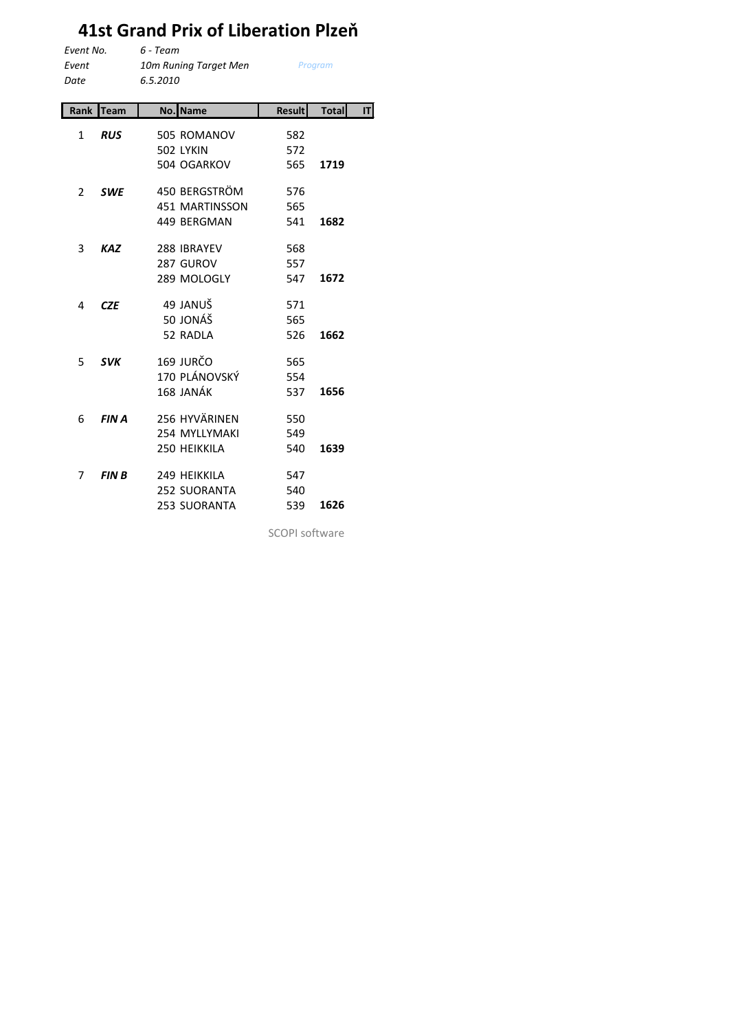# 41st Grand Prix of Liberation Plzeň

*Event No.* *6 - Team*
*Event* *10m Runing Target Men* *Program*
*Date* *6.5.2010*

| Rank | Team | No. | Name | Result | Total | IT |
|---|---|---|---|---|---|---|
| 1 | ***RUS*** | 505 | ROMANOV | 582 | | |
| | | 502 | LYKIN | 572 | | |
| | | 504 | OGARKOV | 565 | **1719** | |
| 2 | ***SWE*** | 450 | BERGSTRÖM | 576 | | |
| | | 451 | MARTINSSON | 565 | | |
| | | 449 | BERGMAN | 541 | **1682** | |
| 3 | ***KAZ*** | 288 | IBRAYEV | 568 | | |
| | | 287 | GUROV | 557 | | |
| | | 289 | MOLOGLY | 547 | **1672** | |
| 4 | ***CZE*** | 49 | JANUŠ | 571 | | |
| | | 50 | JONÁŠ | 565 | | |
| | | 52 | RADLA | 526 | **1662** | |
| 5 | ***SVK*** | 169 | JURČO | 565 | | |
| | | 170 | PLÁNOVSKÝ | 554 | | |
| | | 168 | JANÁK | 537 | **1656** | |
| 6 | ***FIN A*** | 256 | HYVÄRINEN | 550 | | |
| | | 254 | MYLLYMAKI | 549 | | |
| | | 250 | HEIKKILA | 540 | **1639** | |
| 7 | ***FIN B*** | 249 | HEIKKILA | 547 | | |
| | | 252 | SUORANTA | 540 | | |
| | | 253 | SUORANTA | 539 | **1626** | |

SCOPI software